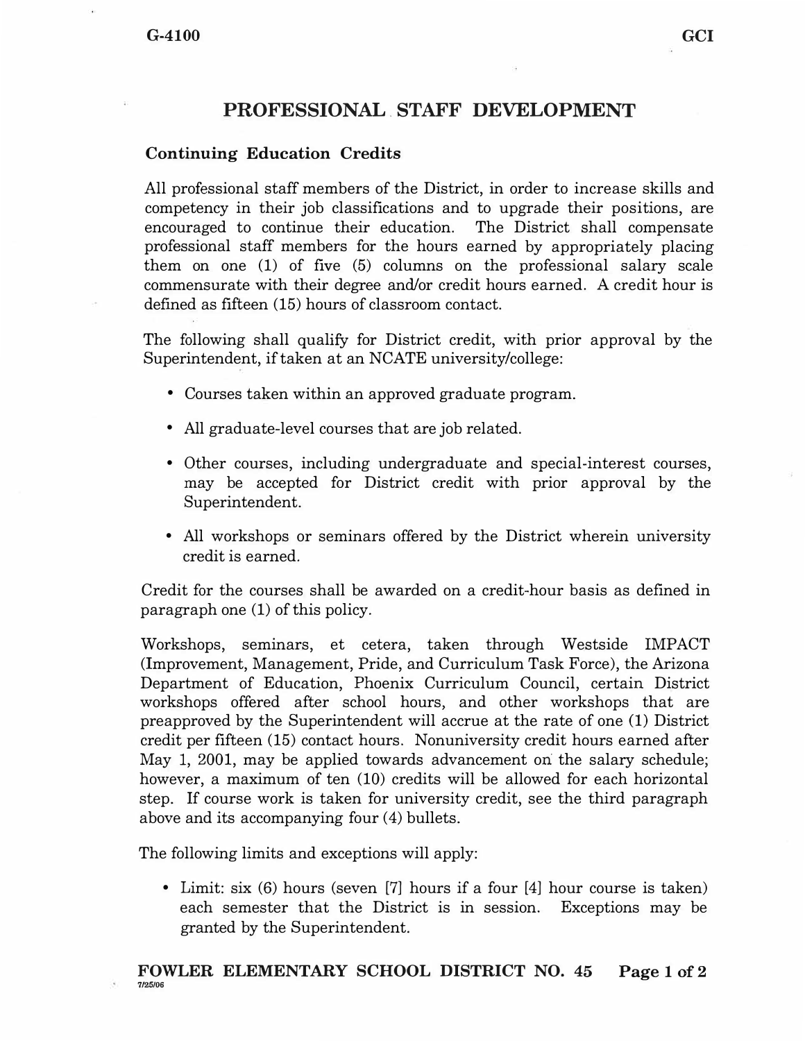# PROFESSIONAL STAFF DEVELOPMENT

## Continuing Education Credits

All professional staff members of the District, in order to increase skills and competency in their job classifications and to upgrade their positions, are encouraged to continue their education. The District shall compensate professional staff members for the hours earned by appropriately placing them on one (1) of five (5) columns on the professional salary scale commensurate with their degree and/or credit hours earned. A credit hour is defined as fifteen (15) hours of classroom contact.

The following shall qualify for District credit, with prior approval by the Superintendent, if taken at an NCATE university/college:

- Courses taken within an approved graduate program.
- All graduate-level courses that are job related.
- Other courses, including undergraduate and special-interest courses, may be accepted for District credit with prior approval by the Superintendent.
- All workshops or seminars offered by the District wherein university credit is earned.

Credit for the courses shall be awarded on a credit-hour basis as defined in paragraph one (1) of this policy.

Workshops, seminars, et cetera, taken through Westside IMPACT (Improvement, Management, Pride, and Curriculum Task Force), the Arizona Department of Education, Phoenix Curriculum Council, certain District workshops offered after school hours, and other workshops that are preapproved by the Superintendent will accrue at the rate of one (1) District credit per fifteen (15) contact hours. Nonuniversity credit hours earned after May 1, 2001, may be applied towards advancement on the salary schedule; however, a maximum of ten (10) credits will be allowed for each horizontal step. If course work is taken for university credit, see the third paragraph above and its accompanying four (4) bullets.

The following limits and exceptions will apply:

- Limit: six (6) hours (seven [7] hours if a four [4] hour course is taken) each semester that the District is in session. Exceptions may be granted by the Superintendent.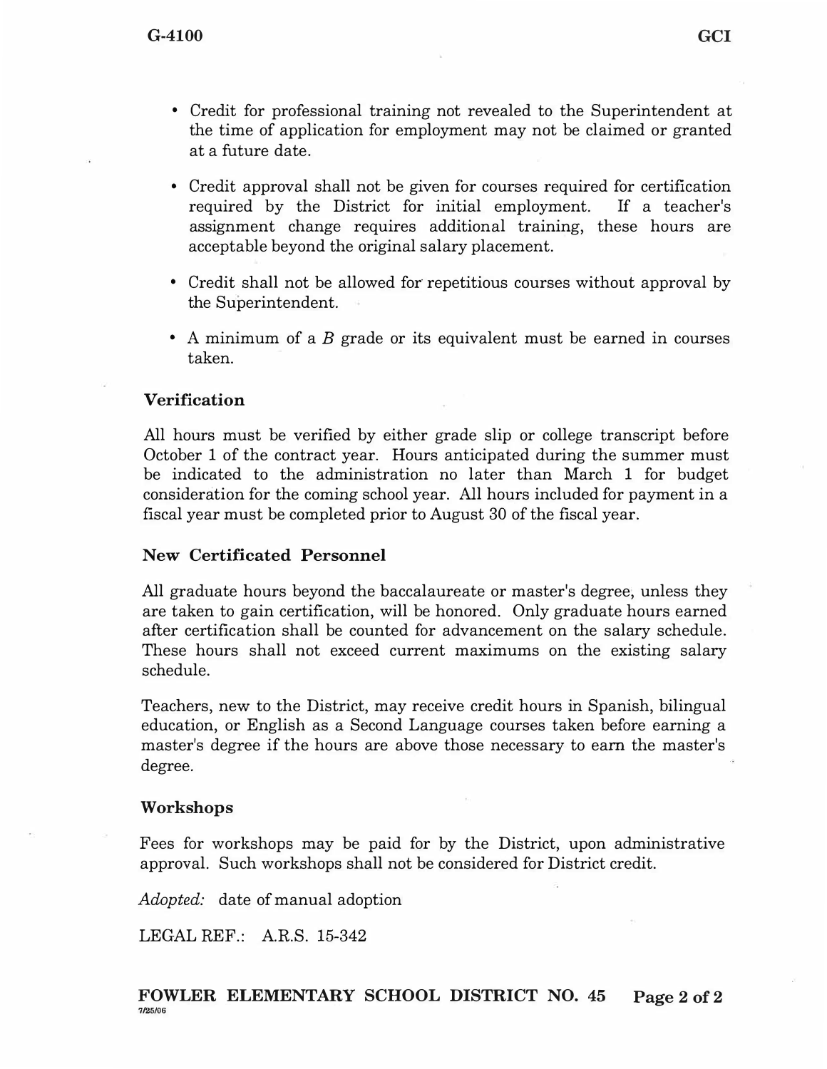- Credit for professional training not revealed to the Superintendent at the time of application for employment may not be claimed or granted at a future date.

- Credit approval shall not be given for courses required for certification required by the District for initial employment. If a teacher's assignment change requires additional training, these hours are acceptable beyond the original salary placement.

- Credit shall not be allowed for repetitious courses without approval by the Superintendent.

- A minimum of a *B* grade or its equivalent must be earned in courses taken.

### Verification

All hours must be verified by either grade slip or college transcript before October 1 of the contract year. Hours anticipated during the summer must be indicated to the administration no later than March 1 for budget consideration for the coming school year. All hours included for payment in a fiscal year must be completed prior to August 30 of the fiscal year.

### New Certificated Personnel

All graduate hours beyond the baccalaureate or master's degree, unless they are taken to gain certification, will be honored. Only graduate hours earned after certification shall be counted for advancement on the salary schedule. These hours shall not exceed current maximums on the existing salary schedule.

Teachers, new to the District, may receive credit hours in Spanish, bilingual education, or English as a Second Language courses taken before earning a master's degree if the hours are above those necessary to earn the master's degree.

### Workshops

Fees for workshops may be paid for by the District, upon administrative approval. Such workshops shall not be considered for District credit.

*Adopted:* date of manual adoption

LEGAL REF.: A.R.S. 15-342